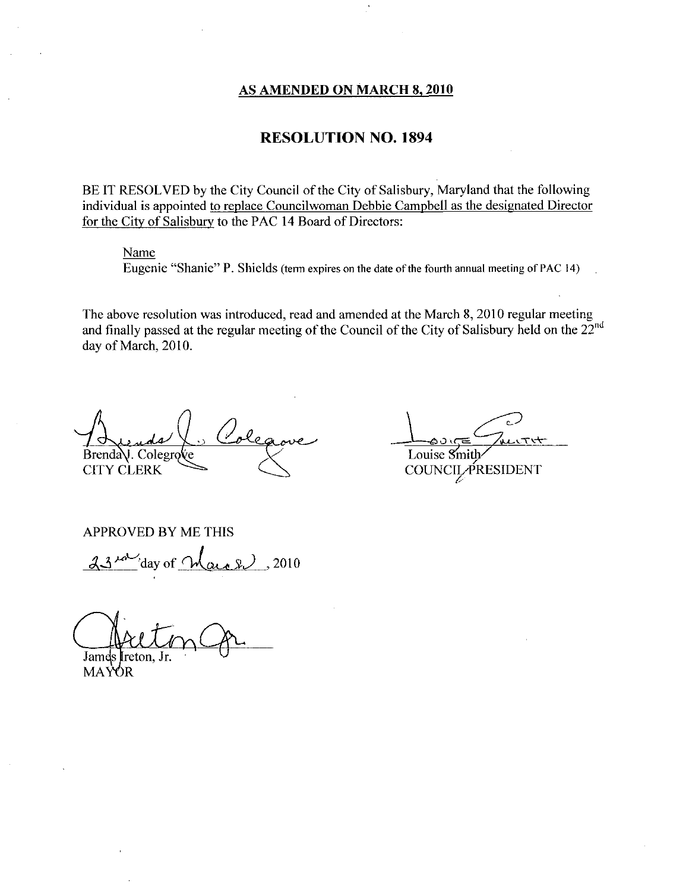**AS AMENDED ON MARCH 8, 2010**

# RESOLUTION NO. 1894

BE IT RESOLVED by the City Council of the City of Salisbury, Maryland that the following individual is appointed to replace Councilwoman Debbie Campbell as the designated Director for the City of Salisbury to the PAC 14 Board of Directors:

Name

Eugenie "Shanie" P. Shields (term expires on the date of the fourth annual meeting of PAC 14)

The above resolution was introduced, read and amended at the March 8, 2010 regular meeting and finally passed at the regular meeting of the Council of the City of Salisbury held on the 22nd day of March, 2010.

Brenda J. Colegrove
CITY CLERK

Louise Smith
COUNCIL PRESIDENT

APPROVED BY ME THIS

23rd day of March, 2010

James Ireton, Jr.
MAYOR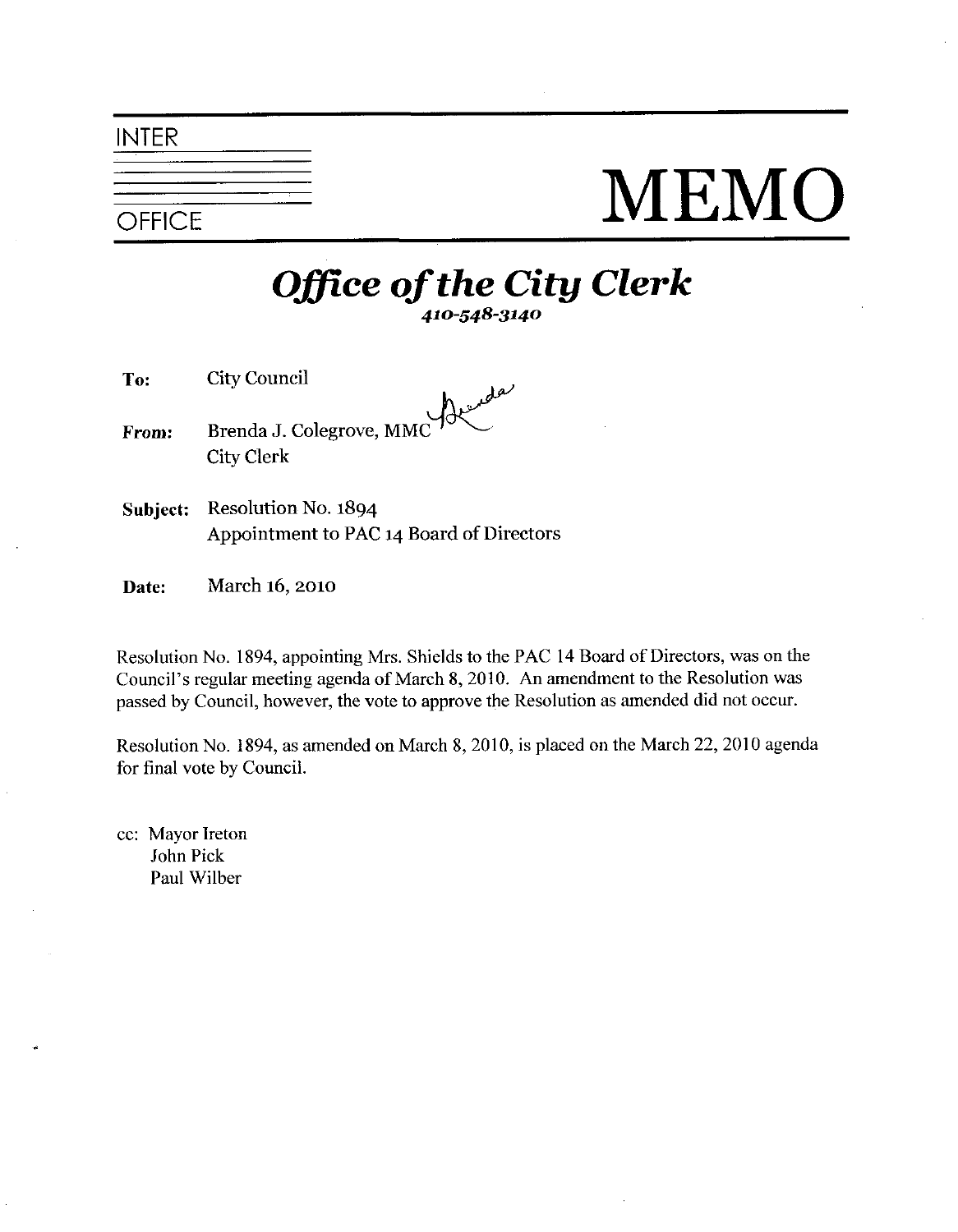INTER

OFFICE

# MEMO

## *Office of the City Clerk*

*410-548-3140*

**To:** City Council

**From:** Brenda J. Colegrove, MMC
City Clerk

**Subject:** Resolution No. 1894
Appointment to PAC 14 Board of Directors

**Date:** March 16, 2010

Resolution No. 1894, appointing Mrs. Shields to the PAC 14 Board of Directors, was on the Council's regular meeting agenda of March 8, 2010. An amendment to the Resolution was passed by Council, however, the vote to approve the Resolution as amended did not occur.

Resolution No. 1894, as amended on March 8, 2010, is placed on the March 22, 2010 agenda for final vote by Council.

cc: Mayor Ireton
John Pick
Paul Wilber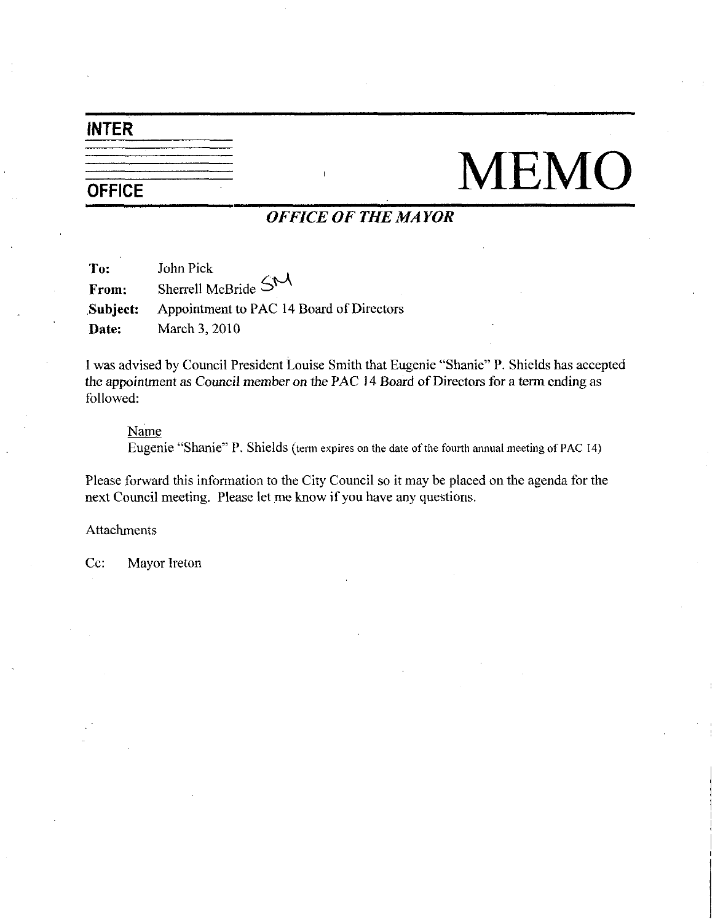**INTER**

**OFFICE**

# MEMO

***OFFICE OF THE MAYOR***

| | |
|---|---|
| **To:** | John Pick |
| **From:** | Sherrell McBride SM |
| **Subject:** | Appointment to PAC 14 Board of Directors |
| **Date:** | March 3, 2010 |

I was advised by Council President Louise Smith that Eugenie "Shanie" P. Shields has accepted the appointment as Council member on the PAC 14 Board of Directors for a term ending as followed:

Name
Eugenie "Shanie" P. Shields (term expires on the date of the fourth annual meeting of PAC 14)

Please forward this information to the City Council so it may be placed on the agenda for the next Council meeting. Please let me know if you have any questions.

Attachments

Cc: Mayor Ireton